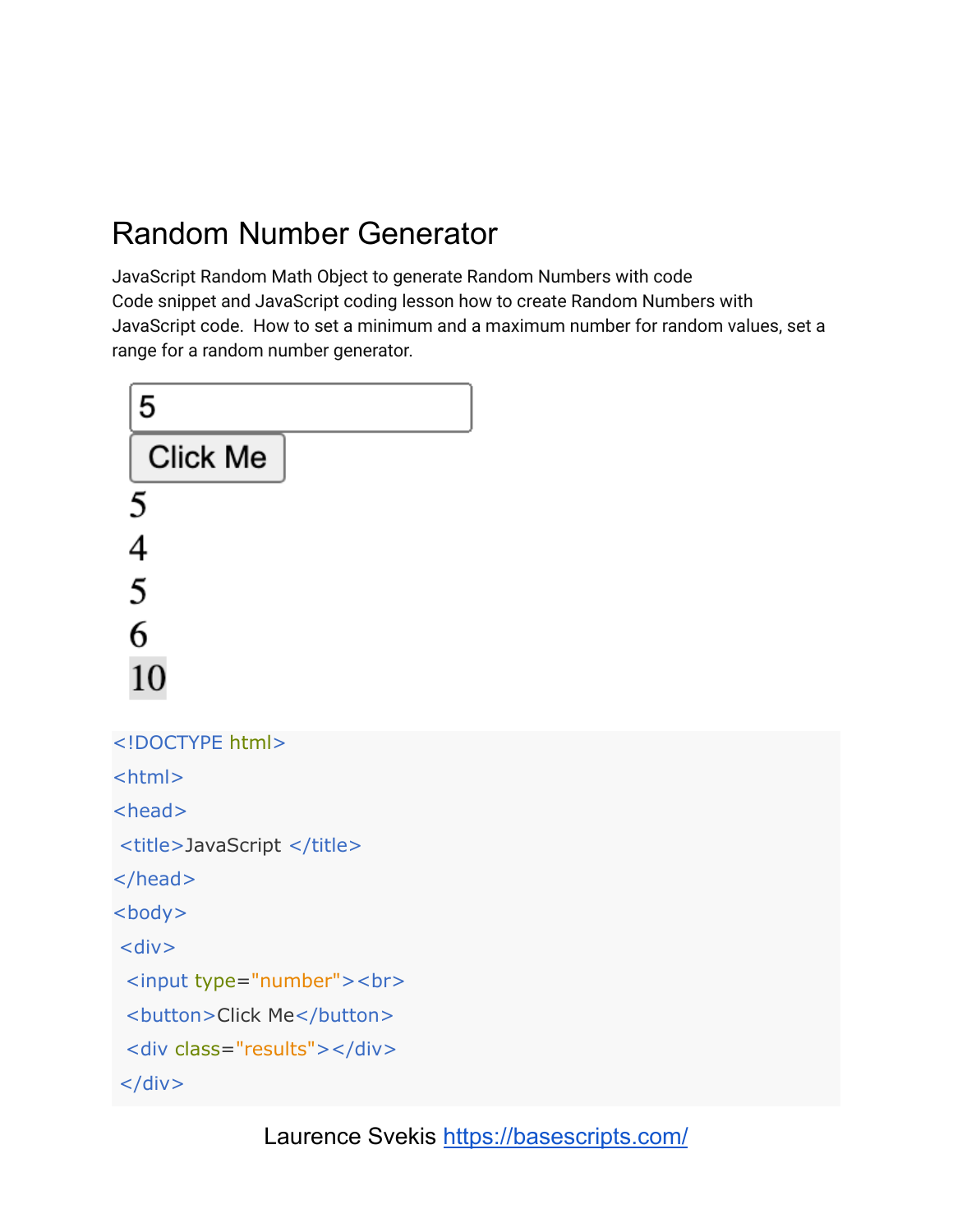## Random Number Generator

JavaScript Random Math Object to generate Random Numbers with code
Code snippet and JavaScript coding lesson how to create Random Numbers with JavaScript code. How to set a minimum and a maximum number for random values, set a range for a random number generator.

5

Click Me

5
4
5
6
10

```
<!DOCTYPE html>
<html>
<head>
 <title>JavaScript </title>
</head>
<body>
 <div>
  <input type="number"><br>
  <button>Click Me</button>
  <div class="results"></div>
 </div>
```

Laurence Svekis https://basescripts.com/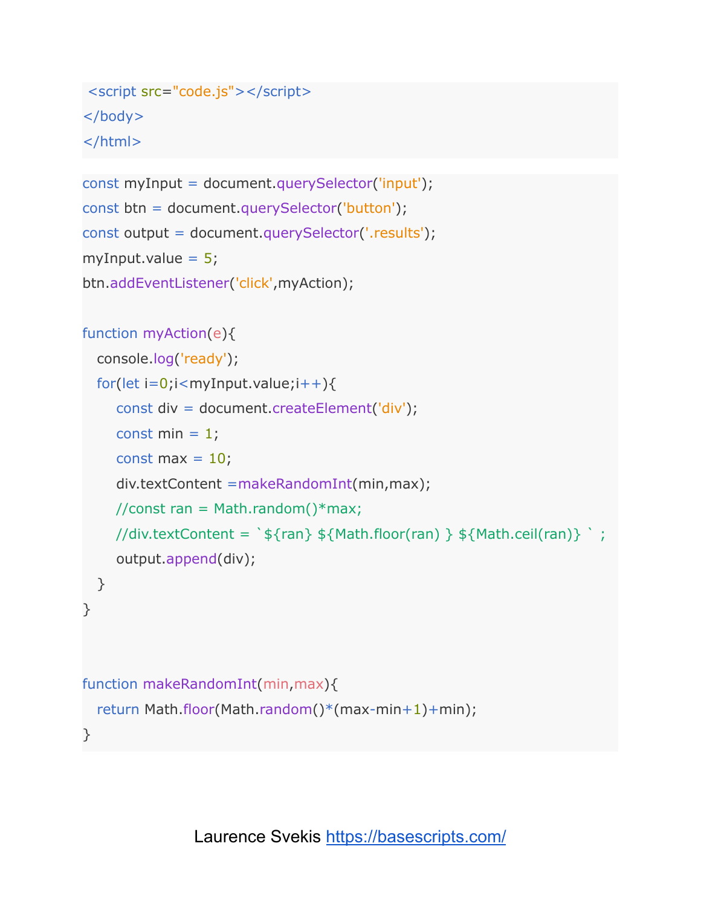```html
 <script src="code.js"></script>
</body>
</html>
```

```javascript
const myInput = document.querySelector('input');
const btn = document.querySelector('button');
const output = document.querySelector('.results');
myInput.value = 5;
btn.addEventListener('click',myAction);

function myAction(e){
   console.log('ready');
   for(let i=0;i<myInput.value;i++){
       const div = document.createElement('div');
       const min = 1;
       const max = 10;
       div.textContent =makeRandomInt(min,max);
       //const ran = Math.random()*max;
       //div.textContent = `${ran} ${Math.floor(ran) } ${Math.ceil(ran)} ` ;
       output.append(div);
   }
}


function makeRandomInt(min,max){
   return Math.floor(Math.random()*(max-min+1)+min);
}
```

Laurence Svekis https://basescripts.com/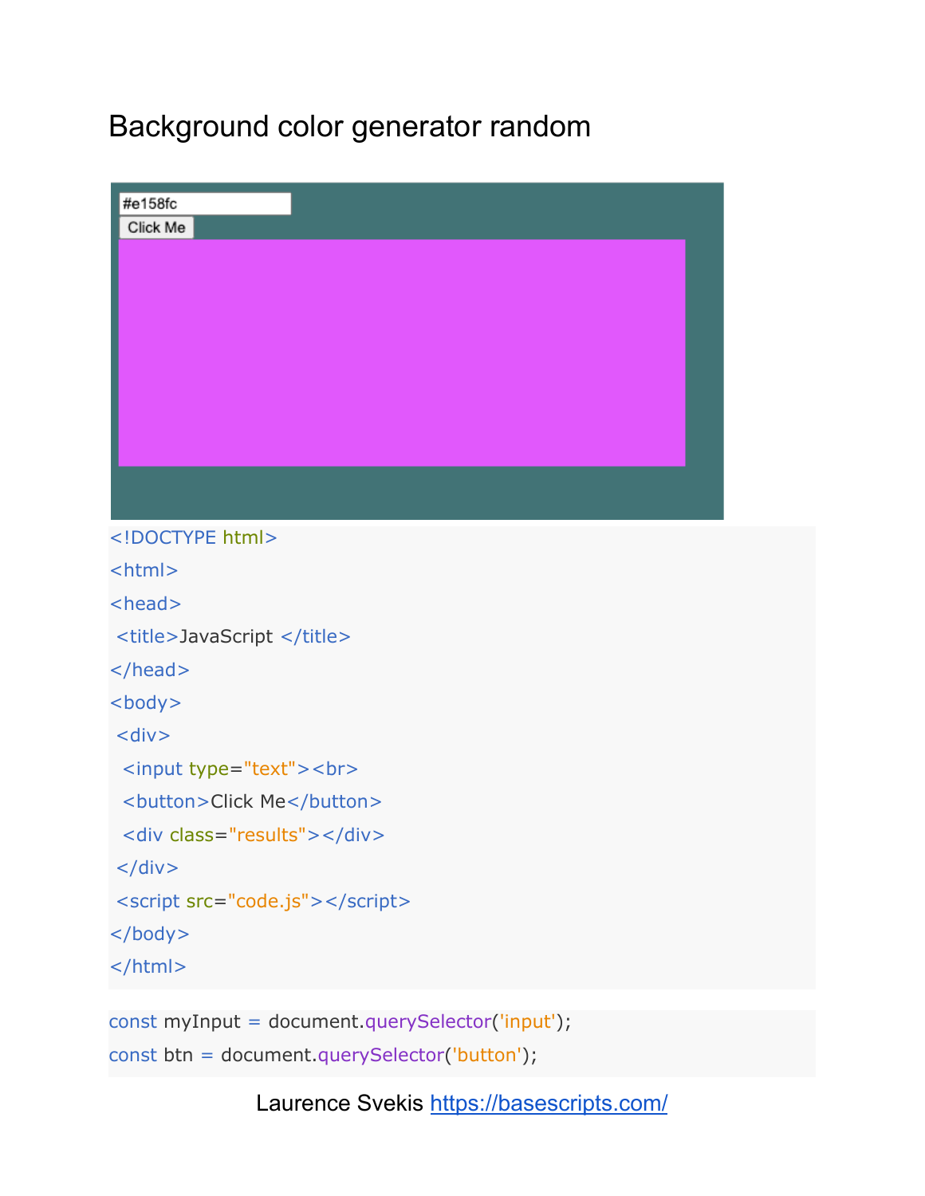# Background color generator random

```html
<!DOCTYPE html>
<html>
<head>
 <title>JavaScript </title>
</head>
<body>
 <div>
  <input type="text"><br>
  <button>Click Me</button>
  <div class="results"></div>
 </div>
 <script src="code.js"></script>
</body>
</html>
```

```javascript
const myInput = document.querySelector('input');
const btn = document.querySelector('button');
```

Laurence Svekis https://basescripts.com/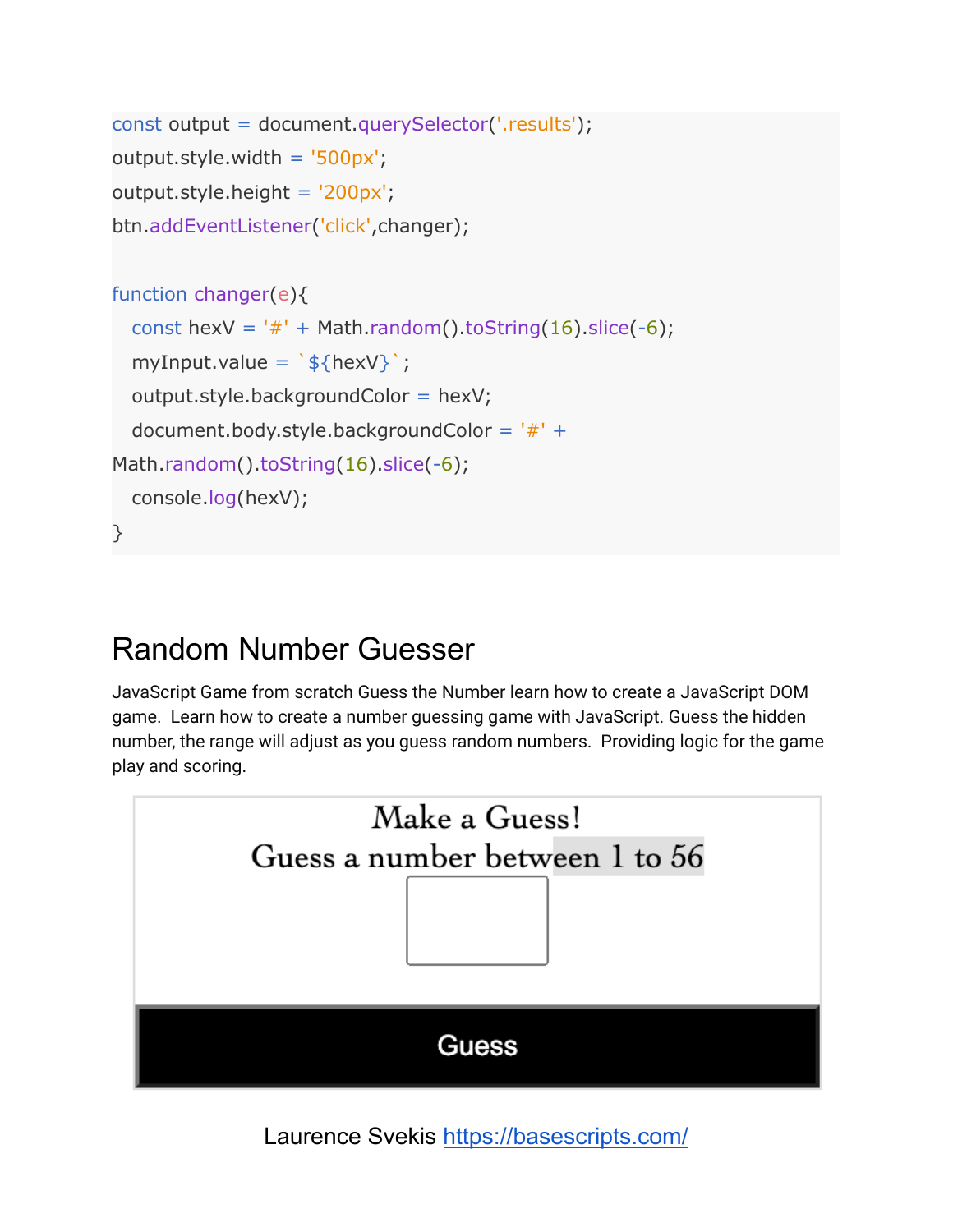```
const output = document.querySelector('.results');
output.style.width = '500px';
output.style.height = '200px';
btn.addEventListener('click',changer);

function changer(e){
   const hexV = '#' + Math.random().toString(16).slice(-6);
   myInput.value = `${hexV}`;
   output.style.backgroundColor = hexV;
   document.body.style.backgroundColor = '#' +
Math.random().toString(16).slice(-6);
   console.log(hexV);
}
```

## Random Number Guesser

JavaScript Game from scratch Guess the Number learn how to create a JavaScript DOM game. Learn how to create a number guessing game with JavaScript. Guess the hidden number, the range will adjust as you guess random numbers. Providing logic for the game play and scoring.

Make a Guess!

Guess a number between 1 to 56

Guess

Laurence Svekis https://basescripts.com/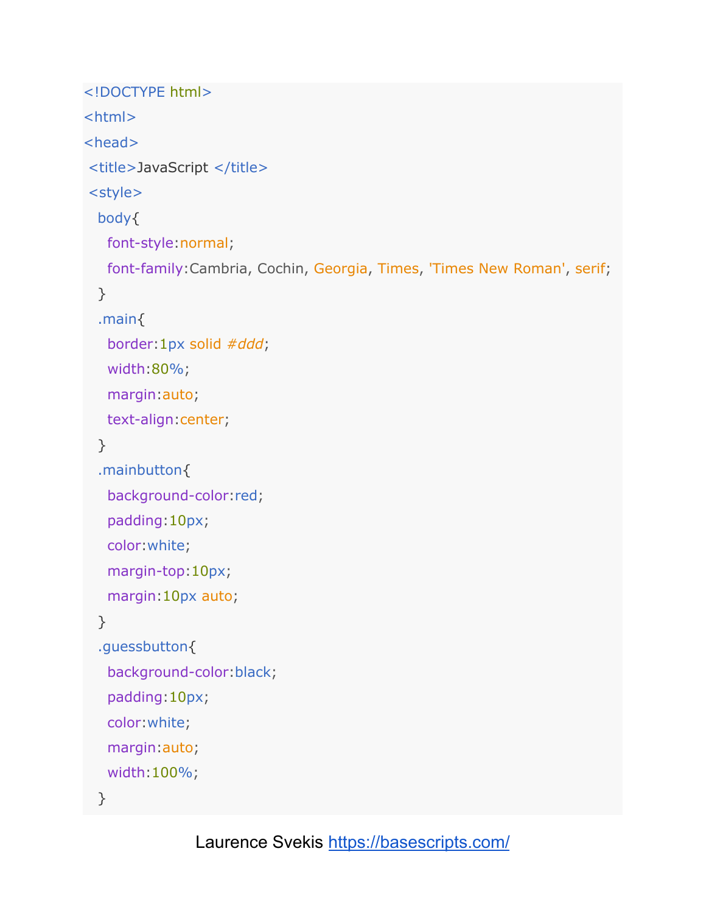```
<!DOCTYPE html>
<html>
<head>
 <title>JavaScript </title>
 <style>
   body{
     font-style:normal;
     font-family:Cambria, Cochin, Georgia, Times, 'Times New Roman', serif;
   }
   .main{
     border:1px solid #ddd;
     width:80%;
     margin:auto;
     text-align:center;
   }
   .mainbutton{
     background-color:red;
     padding:10px;
     color:white;
     margin-top:10px;
     margin:10px auto;
   }
   .guessbutton{
     background-color:black;
     padding:10px;
     color:white;
     margin:auto;
     width:100%;
   }
```

Laurence Svekis https://basescripts.com/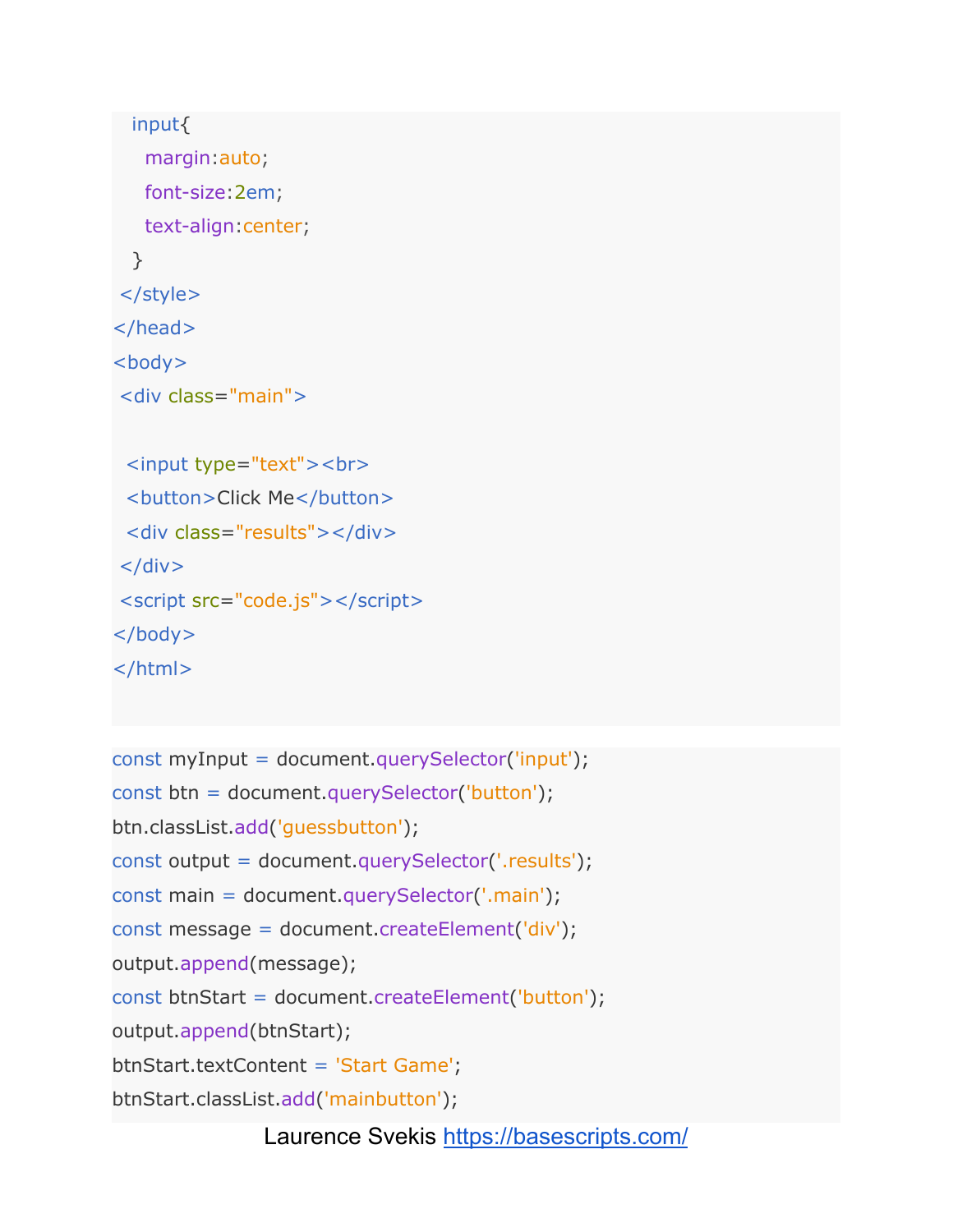```
  input{
    margin:auto;
    font-size:2em;
    text-align:center;
  }
 </style>
</head>
<body>
 <div class="main">

  <input type="text"><br>
  <button>Click Me</button>
  <div class="results"></div>
 </div>
 <script src="code.js"></script>
</body>
</html>
```

```
const myInput = document.querySelector('input');
const btn = document.querySelector('button');
btn.classList.add('guessbutton');
const output = document.querySelector('.results');
const main = document.querySelector('.main');
const message = document.createElement('div');
output.append(message);
const btnStart = document.createElement('button');
output.append(btnStart);
btnStart.textContent = 'Start Game';
btnStart.classList.add('mainbutton');
```

Laurence Svekis https://basescripts.com/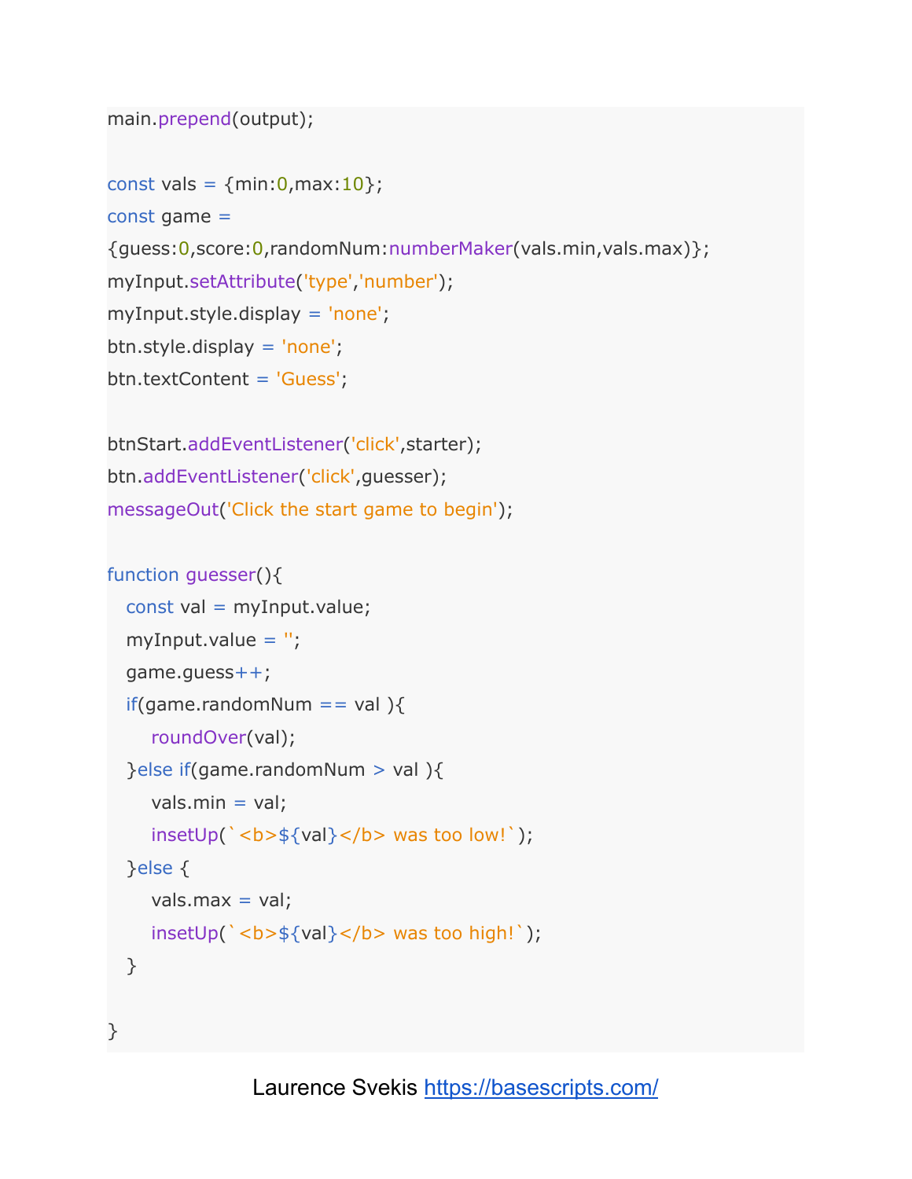```
main.prepend(output);

const vals = {min:0,max:10};
const game =
{guess:0,score:0,randomNum:numberMaker(vals.min,vals.max)};
myInput.setAttribute('type','number');
myInput.style.display = 'none';
btn.style.display = 'none';
btn.textContent = 'Guess';

btnStart.addEventListener('click',starter);
btn.addEventListener('click',guesser);
messageOut('Click the start game to begin');

function guesser(){
  const val = myInput.value;
  myInput.value = '';
  game.guess++;
  if(game.randomNum == val ){
     roundOver(val);
  }else if(game.randomNum > val ){
     vals.min = val;
     insetUp(`<b>${val}</b> was too low!`);
  }else {
     vals.max = val;
     insetUp(`<b>${val}</b> was too high!`);
  }

}
```

Laurence Svekis https://basescripts.com/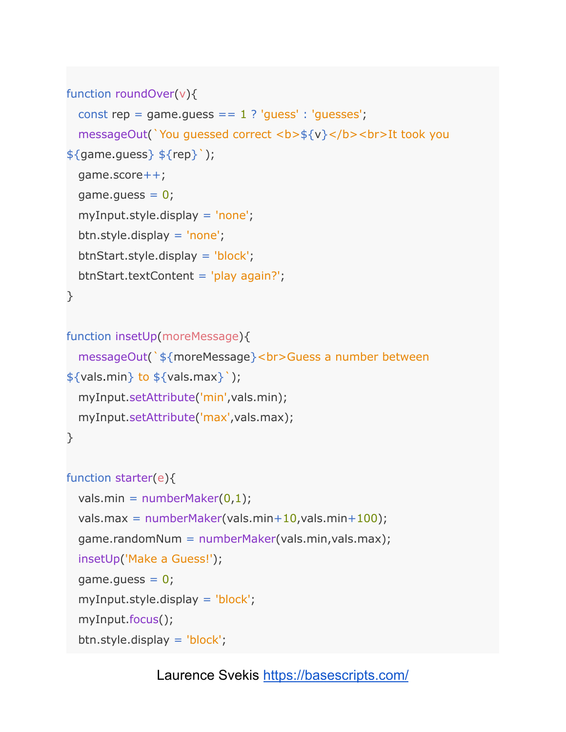```
function roundOver(v){
  const rep = game.guess == 1 ? 'guess' : 'guesses';
  messageOut(`You guessed correct <b>${v}</b><br>It took you ${game.guess} ${rep}`);
  game.score++;
  game.guess = 0;
  myInput.style.display = 'none';
  btn.style.display = 'none';
  btnStart.style.display = 'block';
  btnStart.textContent = 'play again?';
}

function insetUp(moreMessage){
  messageOut(`${moreMessage}<br>Guess a number between ${vals.min} to ${vals.max}`);
  myInput.setAttribute('min',vals.min);
  myInput.setAttribute('max',vals.max);
}

function starter(e){
  vals.min = numberMaker(0,1);
  vals.max = numberMaker(vals.min+10,vals.min+100);
  game.randomNum = numberMaker(vals.min,vals.max);
  insetUp('Make a Guess!');
  game.guess = 0;
  myInput.style.display = 'block';
  myInput.focus();
  btn.style.display = 'block';
```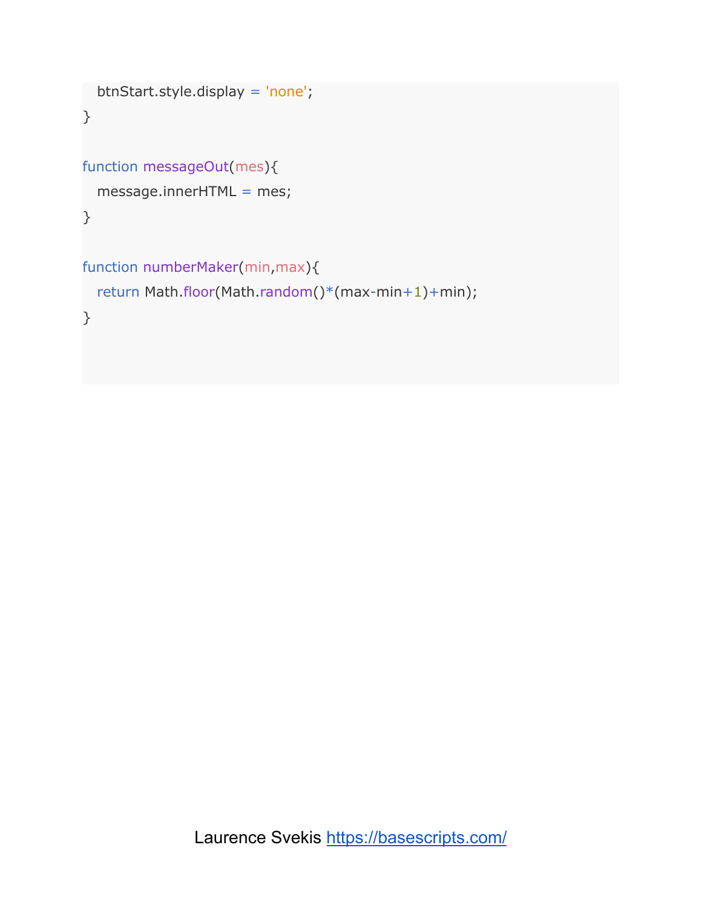```
  btnStart.style.display = 'none';
}

function messageOut(mes){
  message.innerHTML = mes;
}

function numberMaker(min,max){
  return Math.floor(Math.random()*(max-min+1)+min);
}
```

Laurence Svekis https://basescripts.com/